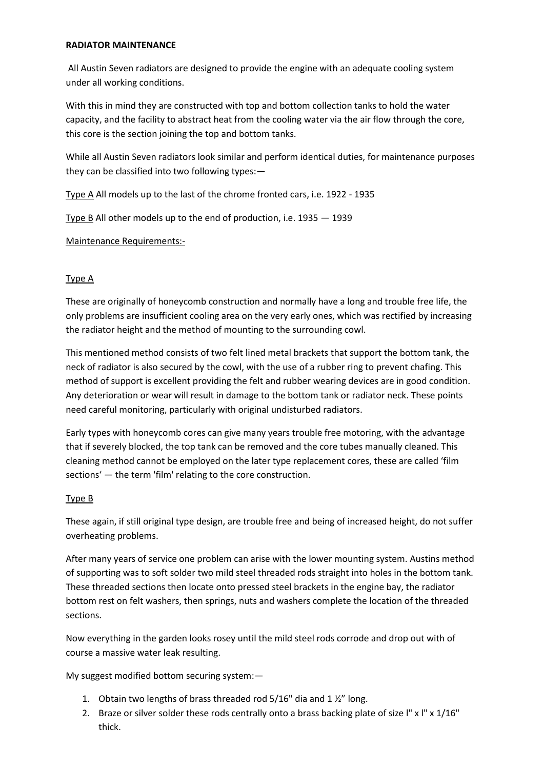**RADIATOR MAINTENANCE**

All Austin Seven radiators are designed to provide the engine with an adequate cooling system under all working conditions.

With this in mind they are constructed with top and bottom collection tanks to hold the water capacity, and the facility to abstract heat from the cooling water via the air flow through the core, this core is the section joining the top and bottom tanks.

While all Austin Seven radiators look similar and perform identical duties, for maintenance purposes they can be classified into two following types:—

Type A All models up to the last of the chrome fronted cars, i.e. 1922 - 1935

Type B All other models up to the end of production, i.e. 1935 — 1939

Maintenance Requirements:-

Type A

These are originally of honeycomb construction and normally have a long and trouble free life, the only problems are insufficient cooling area on the very early ones, which was rectified by increasing the radiator height and the method of mounting to the surrounding cowl.

This mentioned method consists of two felt lined metal brackets that support the bottom tank, the neck of radiator is also secured by the cowl, with the use of a rubber ring to prevent chafing. This method of support is excellent providing the felt and rubber wearing devices are in good condition. Any deterioration or wear will result in damage to the bottom tank or radiator neck. These points need careful monitoring, particularly with original undisturbed radiators.

Early types with honeycomb cores can give many years trouble free motoring, with the advantage that if severely blocked, the top tank can be removed and the core tubes manually cleaned. This cleaning method cannot be employed on the later type replacement cores, these are called 'film sections' — the term 'film' relating to the core construction.

Type B

These again, if still original type design, are trouble free and being of increased height, do not suffer overheating problems.

After many years of service one problem can arise with the lower mounting system. Austins method of supporting was to soft solder two mild steel threaded rods straight into holes in the bottom tank. These threaded sections then locate onto pressed steel brackets in the engine bay, the radiator bottom rest on felt washers, then springs, nuts and washers complete the location of the threaded sections.

Now everything in the garden looks rosey until the mild steel rods corrode and drop out with of course a massive water leak resulting.

My suggest modified bottom securing system:—

1. Obtain two lengths of brass threaded rod 5/16" dia and 1 ½" long.
2. Braze or silver solder these rods centrally onto a brass backing plate of size l" x l" x 1/16" thick.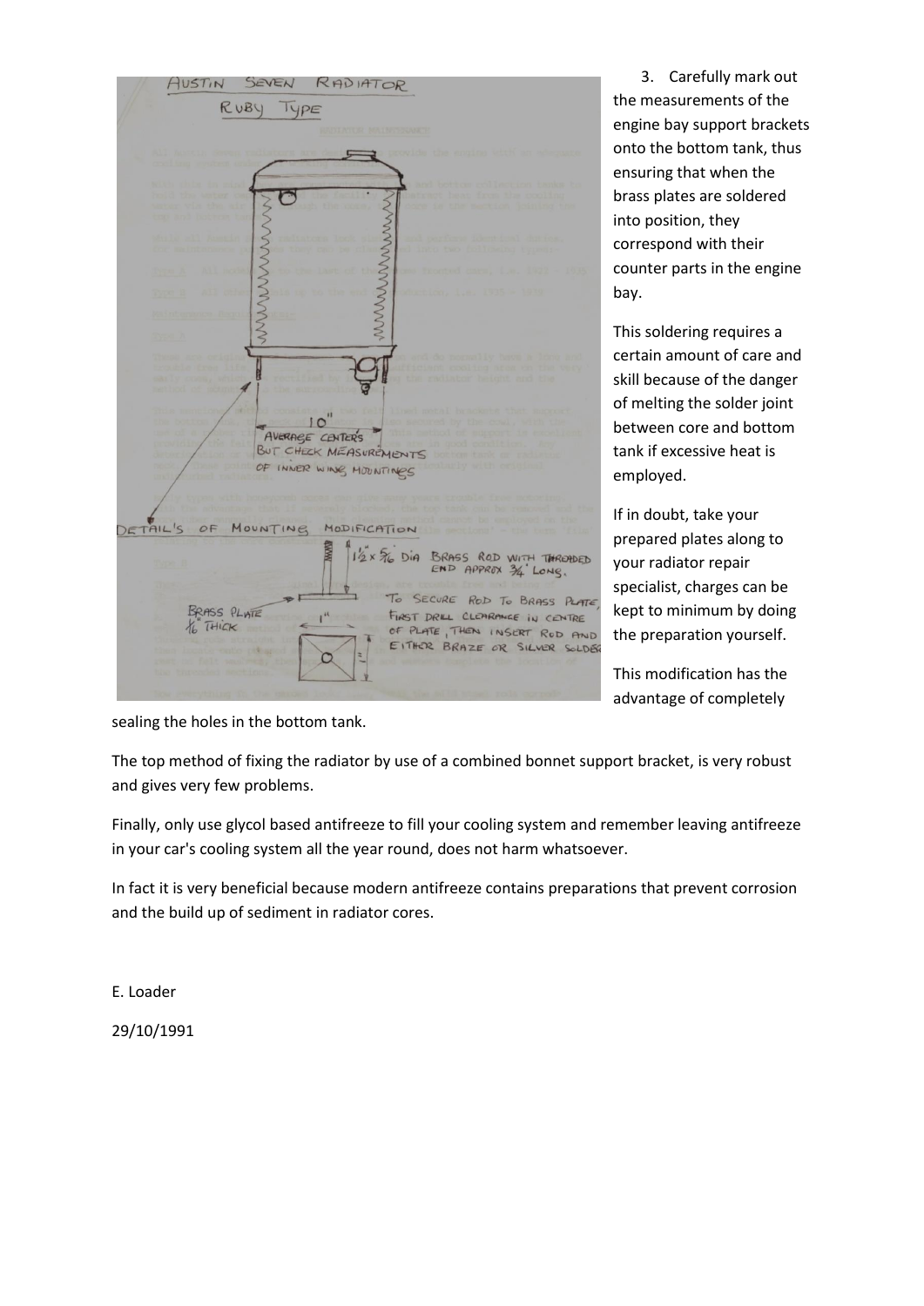AUSTIN SEVEN RADIATOR

RUBY TYPE

10" AVERAGE CENTER'S BUT CHECK MEASUREMENTS OF INNER WING MOUNTINGS

DETAIL'S OF MOUNTING MODIFICATION

1½" x 5/16 DIA BRASS ROD WITH THREADED END APPROX ¾" LONG.

BRASS PLATE 1/16" THICK

1"

TO SECURE ROD TO BRASS PLATE, FIRST DRILL CLEARANCE IN CENTRE OF PLATE, THEN INSERT ROD AND EITHER BRAZE OR SILVER SOLDER

3. Carefully mark out the measurements of the engine bay support brackets onto the bottom tank, thus ensuring that when the brass plates are soldered into position, they correspond with their counter parts in the engine bay.

This soldering requires a certain amount of care and skill because of the danger of melting the solder joint between core and bottom tank if excessive heat is employed.

If in doubt, take your prepared plates along to your radiator repair specialist, charges can be kept to minimum by doing the preparation yourself.

This modification has the advantage of completely sealing the holes in the bottom tank.

The top method of fixing the radiator by use of a combined bonnet support bracket, is very robust and gives very few problems.

Finally, only use glycol based antifreeze to fill your cooling system and remember leaving antifreeze in your car's cooling system all the year round, does not harm whatsoever.

In fact it is very beneficial because modern antifreeze contains preparations that prevent corrosion and the build up of sediment in radiator cores.

E. Loader

29/10/1991